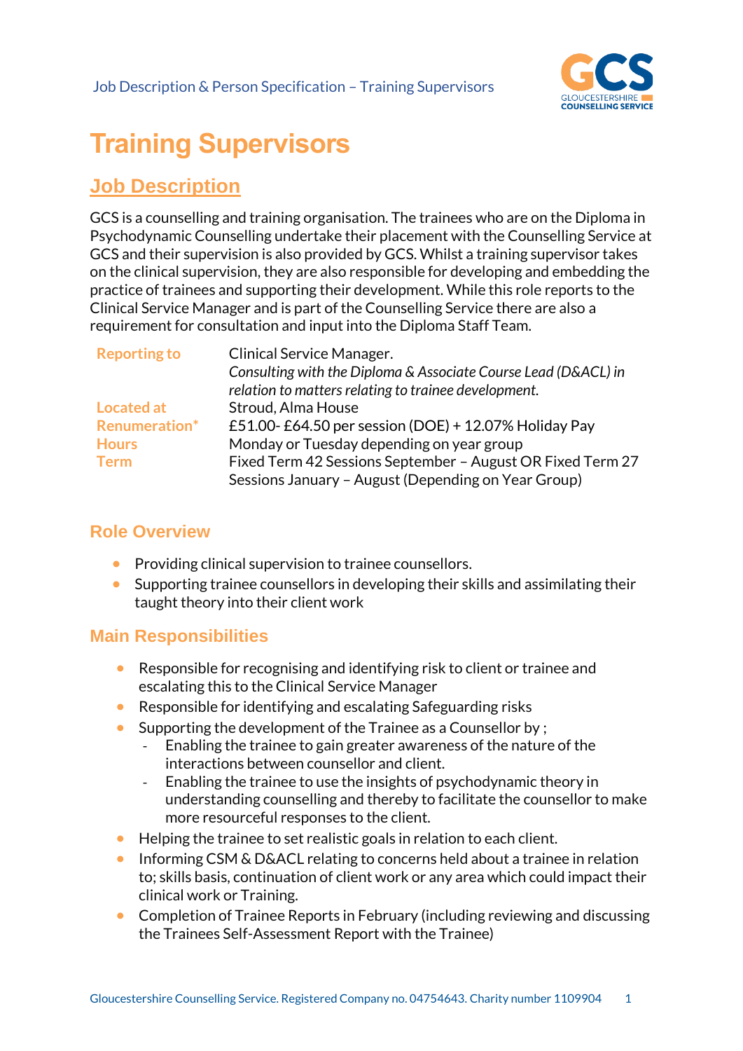# Training Supervisors

## Job Description

GCS is a counselling and training organisation. The trainees who are on the Diploma in Psychodynamic Counselling undertake their placement with the Counselling Service at GCS and their supervision is also provided by GCS. Whilst a training supervisor takes on the clinical supervision, they are also responsible for developing and embedding the practice of trainees and supporting their development. While this role reports to the Clinical Service Manager and is part of the Counselling Service there are also a requirement for consultation and input into the Diploma Staff Team.

| | |
|---|---|
| **Reporting to** | Clinical Service Manager. *Consulting with the Diploma & Associate Course Lead (D&ACL) in relation to matters relating to trainee development.* |
| **Located at** | Stroud, Alma House |
| **Renumeration*** | £51.00- £64.50 per session (DOE) + 12.07% Holiday Pay |
| **Hours** | Monday or Tuesday depending on year group |
| **Term** | Fixed Term 42 Sessions September – August OR Fixed Term 27 Sessions January – August (Depending on Year Group) |

### Role Overview

- Providing clinical supervision to trainee counsellors.
- Supporting trainee counsellors in developing their skills and assimilating their taught theory into their client work

### Main Responsibilities

- Responsible for recognising and identifying risk to client or trainee and escalating this to the Clinical Service Manager
- Responsible for identifying and escalating Safeguarding risks
- Supporting the development of the Trainee as a Counsellor by ;
  - Enabling the trainee to gain greater awareness of the nature of the interactions between counsellor and client.
  - Enabling the trainee to use the insights of psychodynamic theory in understanding counselling and thereby to facilitate the counsellor to make more resourceful responses to the client.
- Helping the trainee to set realistic goals in relation to each client.
- Informing CSM & D&ACL relating to concerns held about a trainee in relation to; skills basis, continuation of client work or any area which could impact their clinical work or Training.
- Completion of Trainee Reports in February (including reviewing and discussing the Trainees Self-Assessment Report with the Trainee)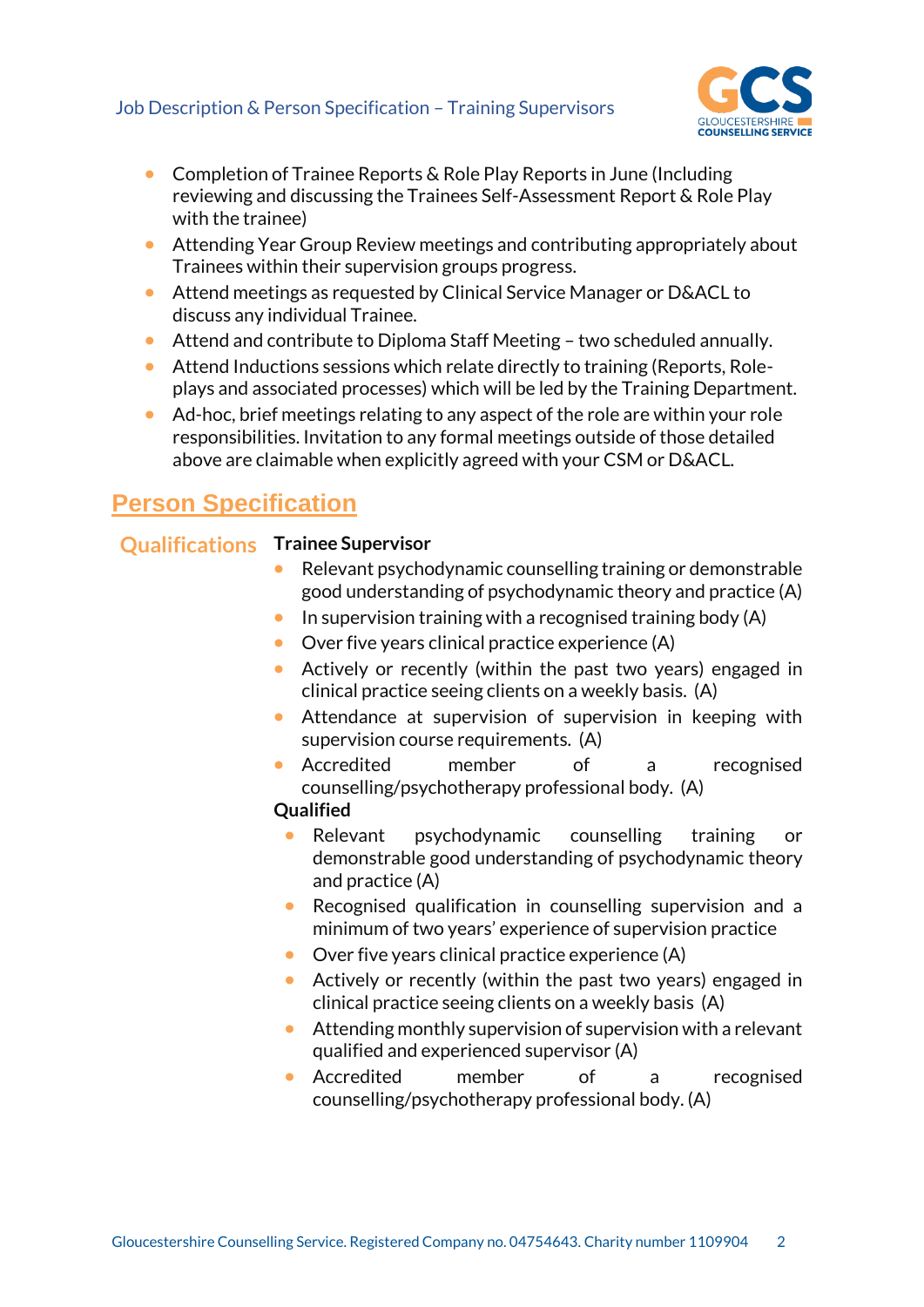- Completion of Trainee Reports & Role Play Reports in June (Including reviewing and discussing the Trainees Self-Assessment Report & Role Play with the trainee)
- Attending Year Group Review meetings and contributing appropriately about Trainees within their supervision groups progress.
- Attend meetings as requested by Clinical Service Manager or D&ACL to discuss any individual Trainee.
- Attend and contribute to Diploma Staff Meeting – two scheduled annually.
- Attend Inductions sessions which relate directly to training (Reports, Role-plays and associated processes) which will be led by the Training Department.
- Ad-hoc, brief meetings relating to any aspect of the role are within your role responsibilities. Invitation to any formal meetings outside of those detailed above are claimable when explicitly agreed with your CSM or D&ACL.

## Person Specification

### Qualifications

**Trainee Supervisor**

- Relevant psychodynamic counselling training or demonstrable good understanding of psychodynamic theory and practice (A)
- In supervision training with a recognised training body (A)
- Over five years clinical practice experience (A)
- Actively or recently (within the past two years) engaged in clinical practice seeing clients on a weekly basis. (A)
- Attendance at supervision of supervision in keeping with supervision course requirements. (A)
- Accredited member of a recognised counselling/psychotherapy professional body. (A)

**Qualified**

- Relevant psychodynamic counselling training or demonstrable good understanding of psychodynamic theory and practice (A)
- Recognised qualification in counselling supervision and a minimum of two years' experience of supervision practice
- Over five years clinical practice experience (A)
- Actively or recently (within the past two years) engaged in clinical practice seeing clients on a weekly basis (A)
- Attending monthly supervision of supervision with a relevant qualified and experienced supervisor (A)
- Accredited member of a recognised counselling/psychotherapy professional body. (A)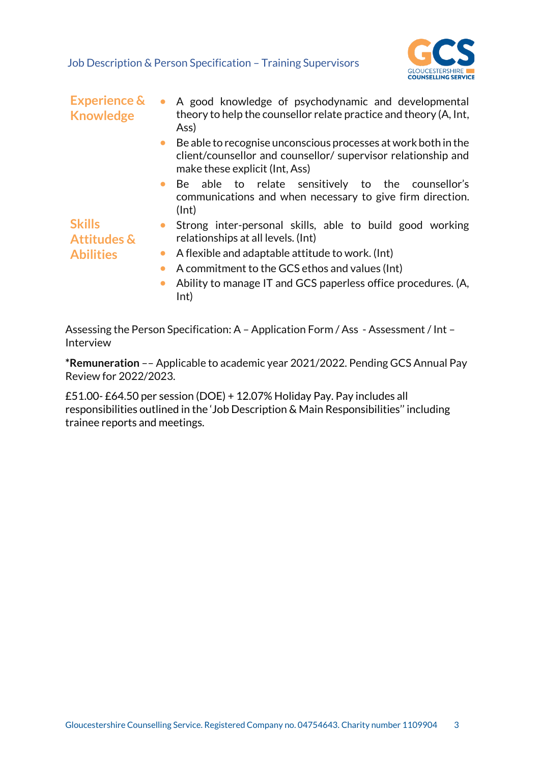| | |
|---|---|
| **Experience & Knowledge** | • A good knowledge of psychodynamic and developmental theory to help the counsellor relate practice and theory (A, Int, Ass)<br>• Be able to recognise unconscious processes at work both in the client/counsellor and counsellor/ supervisor relationship and make these explicit (Int, Ass)<br>• Be able to relate sensitively to the counsellor's communications and when necessary to give firm direction. (Int) |
| **Skills Attitudes & Abilities** | • Strong inter-personal skills, able to build good working relationships at all levels. (Int)<br>• A flexible and adaptable attitude to work. (Int)<br>• A commitment to the GCS ethos and values (Int)<br>• Ability to manage IT and GCS paperless office procedures. (A, Int) |

Assessing the Person Specification: A – Application Form / Ass - Assessment / Int – Interview

***Remuneration** –– Applicable to academic year 2021/2022. Pending GCS Annual Pay Review for 2022/2023.

£51.00- £64.50 per session (DOE) + 12.07% Holiday Pay. Pay includes all responsibilities outlined in the 'Job Description & Main Responsibilities'' including trainee reports and meetings.